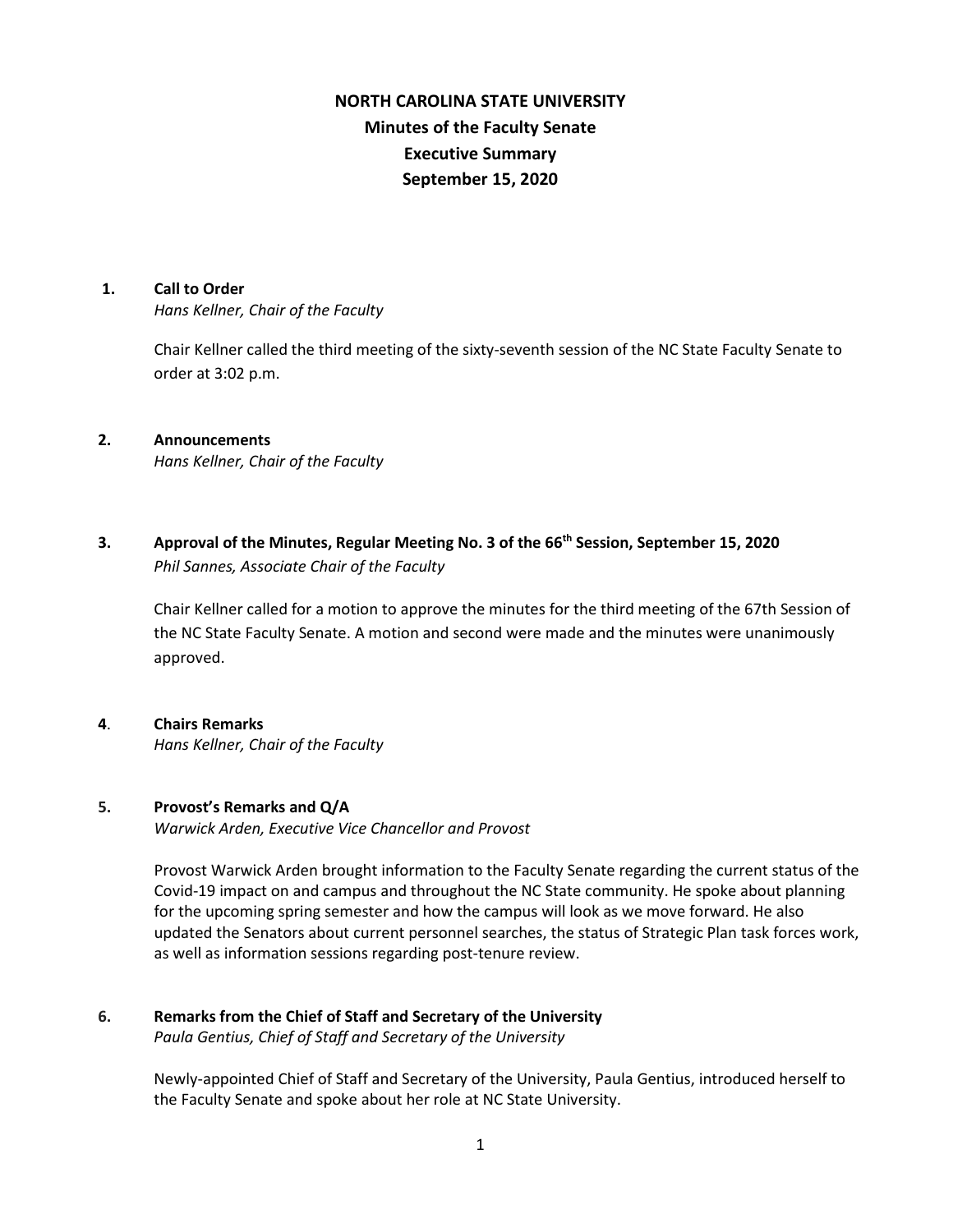# NORTH CAROLINA STATE UNIVERSITY
## Minutes of the Faculty Senate
## Executive Summary
## September 15, 2020

**1. Call to Order**
*Hans Kellner, Chair of the Faculty*

Chair Kellner called the third meeting of the sixty-seventh session of the NC State Faculty Senate to order at 3:02 p.m.

**2. Announcements**
*Hans Kellner, Chair of the Faculty*

**3. Approval of the Minutes, Regular Meeting No. 3 of the 66th Session, September 15, 2020**
*Phil Sannes, Associate Chair of the Faculty*

Chair Kellner called for a motion to approve the minutes for the third meeting of the 67th Session of the NC State Faculty Senate. A motion and second were made and the minutes were unanimously approved.

**4. Chairs Remarks**
*Hans Kellner, Chair of the Faculty*

**5. Provost's Remarks and Q/A**
*Warwick Arden, Executive Vice Chancellor and Provost*

Provost Warwick Arden brought information to the Faculty Senate regarding the current status of the Covid-19 impact on and campus and throughout the NC State community. He spoke about planning for the upcoming spring semester and how the campus will look as we move forward. He also updated the Senators about current personnel searches, the status of Strategic Plan task forces work, as well as information sessions regarding post-tenure review.

**6. Remarks from the Chief of Staff and Secretary of the University**
*Paula Gentius, Chief of Staff and Secretary of the University*

Newly-appointed Chief of Staff and Secretary of the University, Paula Gentius, introduced herself to the Faculty Senate and spoke about her role at NC State University.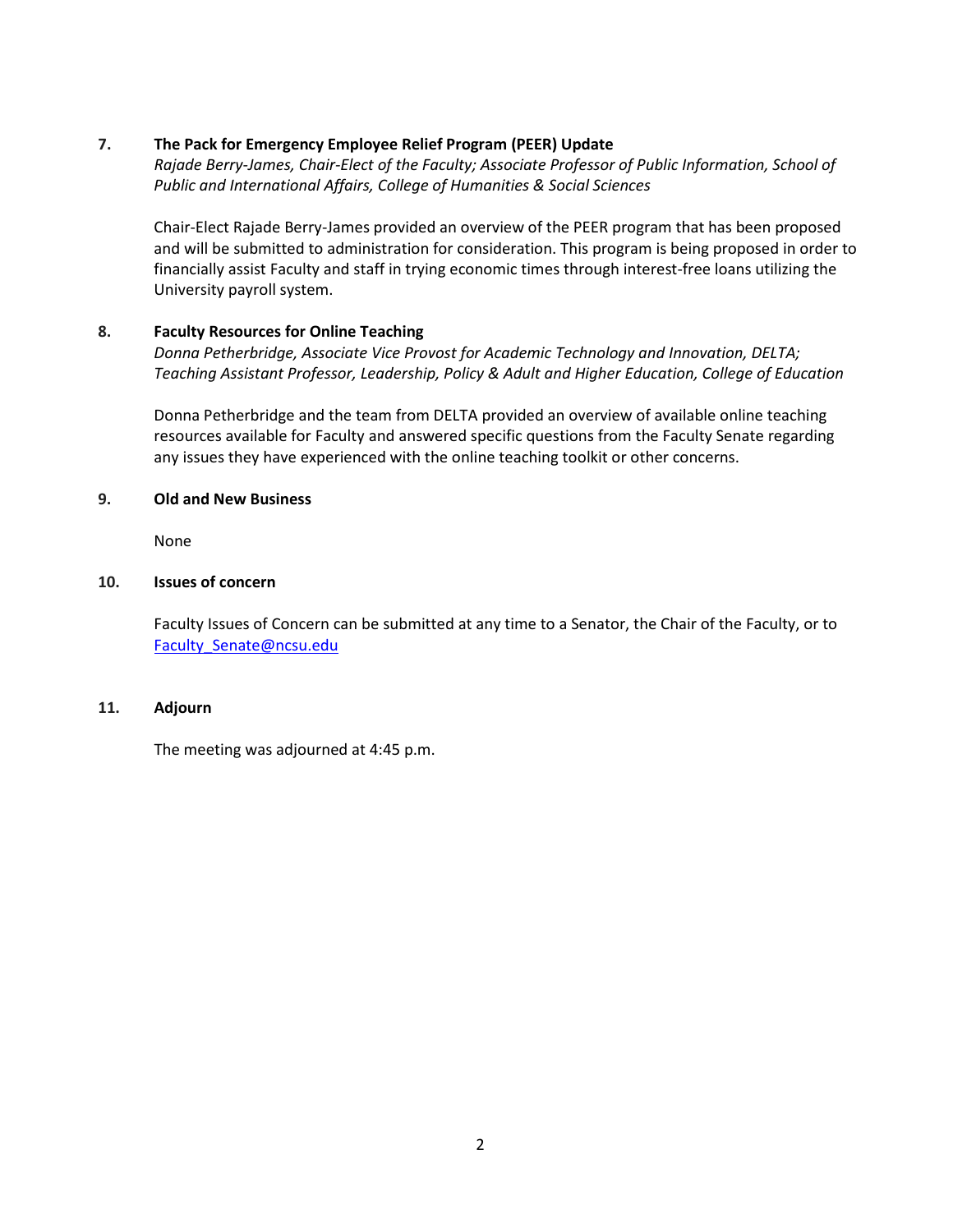### 7. The Pack for Emergency Employee Relief Program (PEER) Update

*Rajade Berry-James, Chair-Elect of the Faculty; Associate Professor of Public Information, School of Public and International Affairs, College of Humanities & Social Sciences*

Chair-Elect Rajade Berry-James provided an overview of the PEER program that has been proposed and will be submitted to administration for consideration. This program is being proposed in order to financially assist Faculty and staff in trying economic times through interest-free loans utilizing the University payroll system.

### 8. Faculty Resources for Online Teaching

*Donna Petherbridge, Associate Vice Provost for Academic Technology and Innovation, DELTA; Teaching Assistant Professor, Leadership, Policy & Adult and Higher Education, College of Education*

Donna Petherbridge and the team from DELTA provided an overview of available online teaching resources available for Faculty and answered specific questions from the Faculty Senate regarding any issues they have experienced with the online teaching toolkit or other concerns.

### 9. Old and New Business

None

### 10. Issues of concern

Faculty Issues of Concern can be submitted at any time to a Senator, the Chair of the Faculty, or to [Faculty_Senate@ncsu.edu](mailto:Faculty_Senate@ncsu.edu)

### 11. Adjourn

The meeting was adjourned at 4:45 p.m.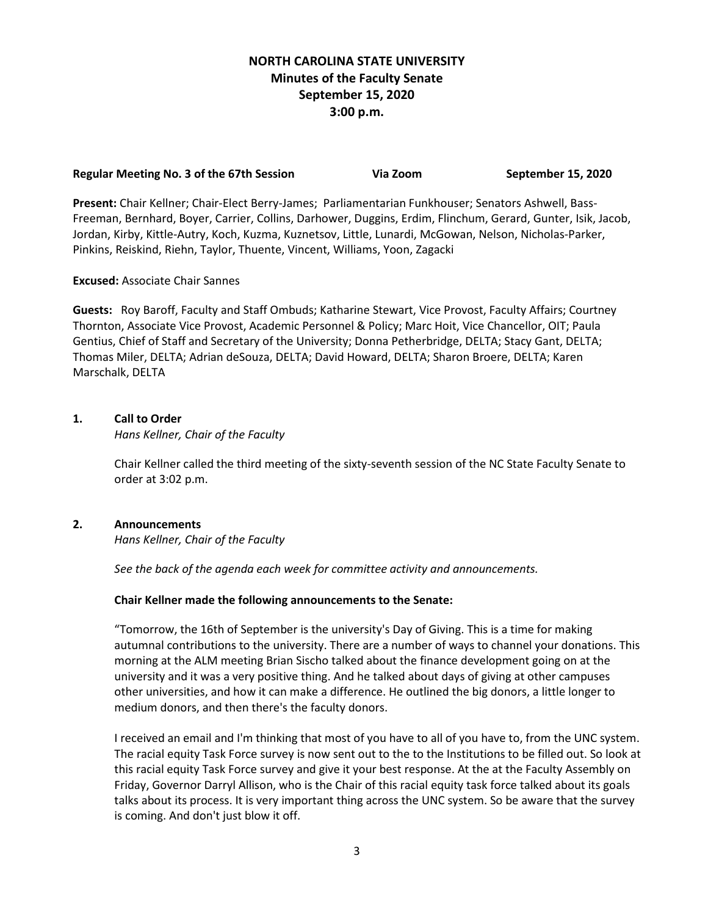**NORTH CAROLINA STATE UNIVERSITY**
**Minutes of the Faculty Senate**
**September 15, 2020**
**3:00 p.m.**

**Regular Meeting No. 3 of the 67th Session** **Via Zoom** **September 15, 2020**

**Present:** Chair Kellner; Chair-Elect Berry-James; Parliamentarian Funkhouser; Senators Ashwell, Bass-Freeman, Bernhard, Boyer, Carrier, Collins, Darhower, Duggins, Erdim, Flinchum, Gerard, Gunter, Isik, Jacob, Jordan, Kirby, Kittle-Autry, Koch, Kuzma, Kuznetsov, Little, Lunardi, McGowan, Nelson, Nicholas-Parker, Pinkins, Reiskind, Riehn, Taylor, Thuente, Vincent, Williams, Yoon, Zagacki

**Excused:** Associate Chair Sannes

**Guests:** Roy Baroff, Faculty and Staff Ombuds; Katharine Stewart, Vice Provost, Faculty Affairs; Courtney Thornton, Associate Vice Provost, Academic Personnel & Policy; Marc Hoit, Vice Chancellor, OIT; Paula Gentius, Chief of Staff and Secretary of the University; Donna Petherbridge, DELTA; Stacy Gant, DELTA; Thomas Miler, DELTA; Adrian deSouza, DELTA; David Howard, DELTA; Sharon Broere, DELTA; Karen Marschalk, DELTA

## 1. Call to Order

*Hans Kellner, Chair of the Faculty*

Chair Kellner called the third meeting of the sixty-seventh session of the NC State Faculty Senate to order at 3:02 p.m.

## 2. Announcements

*Hans Kellner, Chair of the Faculty*

*See the back of the agenda each week for committee activity and announcements.*

**Chair Kellner made the following announcements to the Senate:**

"Tomorrow, the 16th of September is the university's Day of Giving. This is a time for making autumnal contributions to the university. There are a number of ways to channel your donations. This morning at the ALM meeting Brian Sischo talked about the finance development going on at the university and it was a very positive thing. And he talked about days of giving at other campuses other universities, and how it can make a difference. He outlined the big donors, a little longer to medium donors, and then there's the faculty donors.

I received an email and I'm thinking that most of you have to all of you have to, from the UNC system. The racial equity Task Force survey is now sent out to the to the to the Institutions to be filled out. So look at this racial equity Task Force survey and give it your best response. At the at the Faculty Assembly on Friday, Governor Darryl Allison, who is the Chair of this racial equity task force talked about its goals talks about its process. It is very important thing across the UNC system. So be aware that the survey is coming. And don't just blow it off.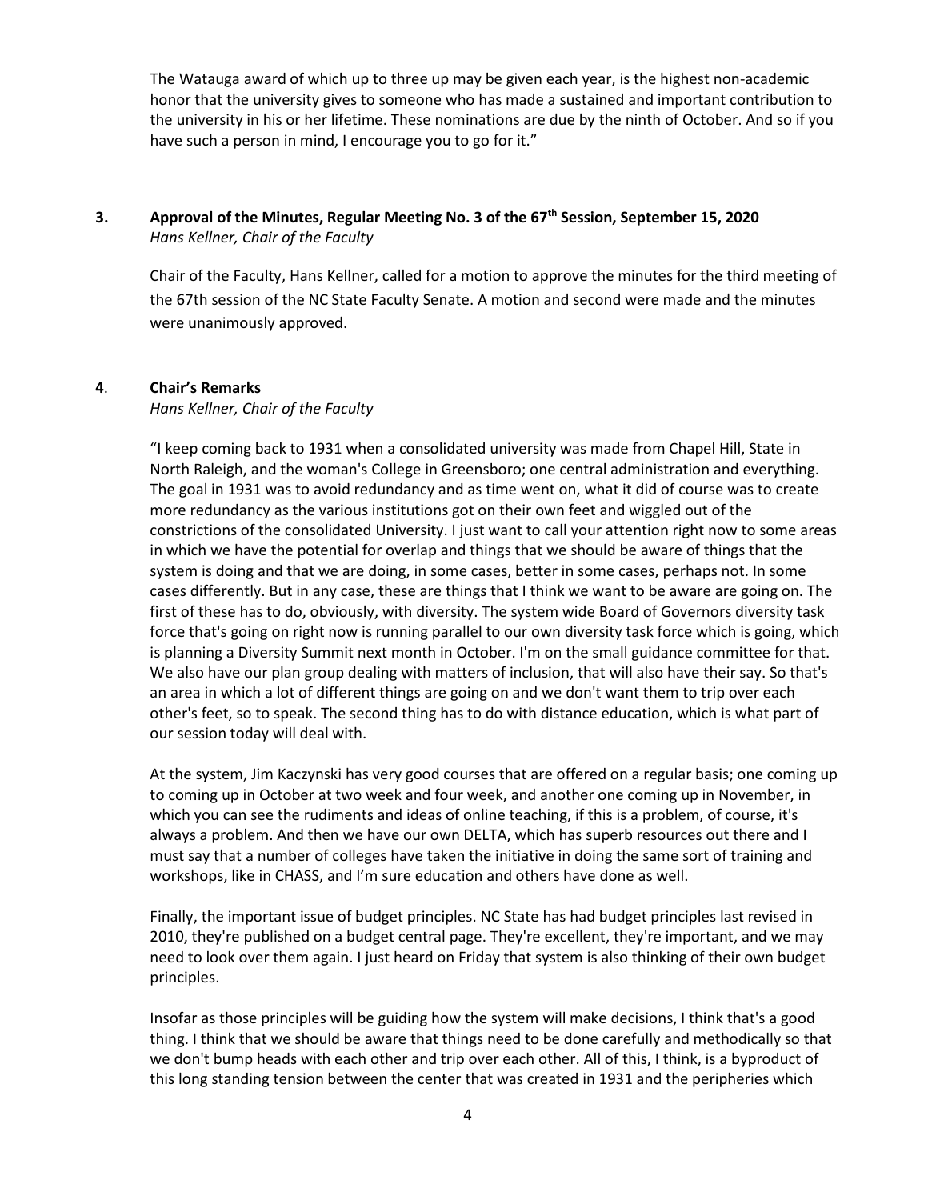The Watauga award of which up to three up may be given each year, is the highest non-academic honor that the university gives to someone who has made a sustained and important contribution to the university in his or her lifetime. These nominations are due by the ninth of October. And so if you have such a person in mind, I encourage you to go for it."

### 3. Approval of the Minutes, Regular Meeting No. 3 of the 67th Session, September 15, 2020

*Hans Kellner, Chair of the Faculty*

Chair of the Faculty, Hans Kellner, called for a motion to approve the minutes for the third meeting of the 67th session of the NC State Faculty Senate. A motion and second were made and the minutes were unanimously approved.

### 4. Chair's Remarks

*Hans Kellner, Chair of the Faculty*

"I keep coming back to 1931 when a consolidated university was made from Chapel Hill, State in North Raleigh, and the woman's College in Greensboro; one central administration and everything. The goal in 1931 was to avoid redundancy and as time went on, what it did of course was to create more redundancy as the various institutions got on their own feet and wiggled out of the constrictions of the consolidated University. I just want to call your attention right now to some areas in which we have the potential for overlap and things that we should be aware of things that the system is doing and that we are doing, in some cases, better in some cases, perhaps not. In some cases differently. But in any case, these are things that I think we want to be aware are going on. The first of these has to do, obviously, with diversity. The system wide Board of Governors diversity task force that's going on right now is running parallel to our own diversity task force which is going, which is planning a Diversity Summit next month in October. I'm on the small guidance committee for that. We also have our plan group dealing with matters of inclusion, that will also have their say. So that's an area in which a lot of different things are going on and we don't want them to trip over each other's feet, so to speak. The second thing has to do with distance education, which is what part of our session today will deal with.

At the system, Jim Kaczynski has very good courses that are offered on a regular basis; one coming up to coming up in October at two week and four week, and another one coming up in November, in which you can see the rudiments and ideas of online teaching, if this is a problem, of course, it's always a problem. And then we have our own DELTA, which has superb resources out there and I must say that a number of colleges have taken the initiative in doing the same sort of training and workshops, like in CHASS, and I'm sure education and others have done as well.

Finally, the important issue of budget principles. NC State has had budget principles last revised in 2010, they're published on a budget central page. They're excellent, they're important, and we may need to look over them again. I just heard on Friday that system is also thinking of their own budget principles.

Insofar as those principles will be guiding how the system will make decisions, I think that's a good thing. I think that we should be aware that things need to be done carefully and methodically so that we don't bump heads with each other and trip over each other. All of this, I think, is a byproduct of this long standing tension between the center that was created in 1931 and the peripheries which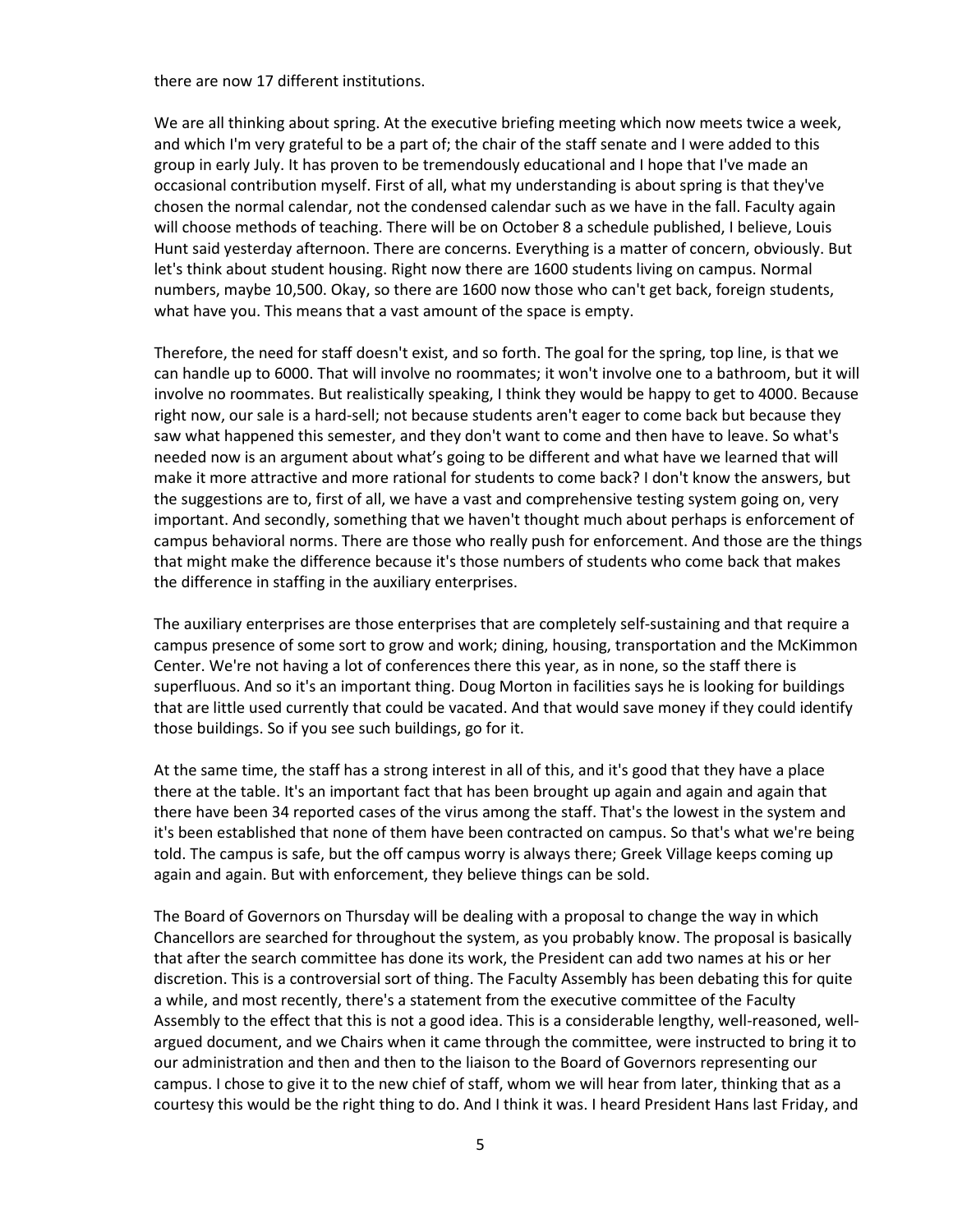there are now 17 different institutions.

We are all thinking about spring. At the executive briefing meeting which now meets twice a week, and which I'm very grateful to be a part of; the chair of the staff senate and I were added to this group in early July. It has proven to be tremendously educational and I hope that I've made an occasional contribution myself. First of all, what my understanding is about spring is that they've chosen the normal calendar, not the condensed calendar such as we have in the fall. Faculty again will choose methods of teaching. There will be on October 8 a schedule published, I believe, Louis Hunt said yesterday afternoon. There are concerns. Everything is a matter of concern, obviously. But let's think about student housing. Right now there are 1600 students living on campus. Normal numbers, maybe 10,500. Okay, so there are 1600 now those who can't get back, foreign students, what have you. This means that a vast amount of the space is empty.

Therefore, the need for staff doesn't exist, and so forth. The goal for the spring, top line, is that we can handle up to 6000. That will involve no roommates; it won't involve one to a bathroom, but it will involve no roommates. But realistically speaking, I think they would be happy to get to 4000. Because right now, our sale is a hard-sell; not because students aren't eager to come back but because they saw what happened this semester, and they don't want to come and then have to leave. So what's needed now is an argument about what's going to be different and what have we learned that will make it more attractive and more rational for students to come back? I don't know the answers, but the suggestions are to, first of all, we have a vast and comprehensive testing system going on, very important. And secondly, something that we haven't thought much about perhaps is enforcement of campus behavioral norms. There are those who really push for enforcement. And those are the things that might make the difference because it's those numbers of students who come back that makes the difference in staffing in the auxiliary enterprises.

The auxiliary enterprises are those enterprises that are completely self-sustaining and that require a campus presence of some sort to grow and work; dining, housing, transportation and the McKimmon Center. We're not having a lot of conferences there this year, as in none, so the staff there is superfluous. And so it's an important thing. Doug Morton in facilities says he is looking for buildings that are little used currently that could be vacated. And that would save money if they could identify those buildings. So if you see such buildings, go for it.

At the same time, the staff has a strong interest in all of this, and it's good that they have a place there at the table. It's an important fact that has been brought up again and again and again that there have been 34 reported cases of the virus among the staff. That's the lowest in the system and it's been established that none of them have been contracted on campus. So that's what we're being told. The campus is safe, but the off campus worry is always there; Greek Village keeps coming up again and again. But with enforcement, they believe things can be sold.

The Board of Governors on Thursday will be dealing with a proposal to change the way in which Chancellors are searched for throughout the system, as you probably know. The proposal is basically that after the search committee has done its work, the President can add two names at his or her discretion. This is a controversial sort of thing. The Faculty Assembly has been debating this for quite a while, and most recently, there's a statement from the executive committee of the Faculty Assembly to the effect that this is not a good idea. This is a considerable lengthy, well-reasoned, well-argued document, and we Chairs when it came through the committee, were instructed to bring it to our administration and then and then to the liaison to the Board of Governors representing our campus. I chose to give it to the new chief of staff, whom we will hear from later, thinking that as a courtesy this would be the right thing to do. And I think it was. I heard President Hans last Friday, and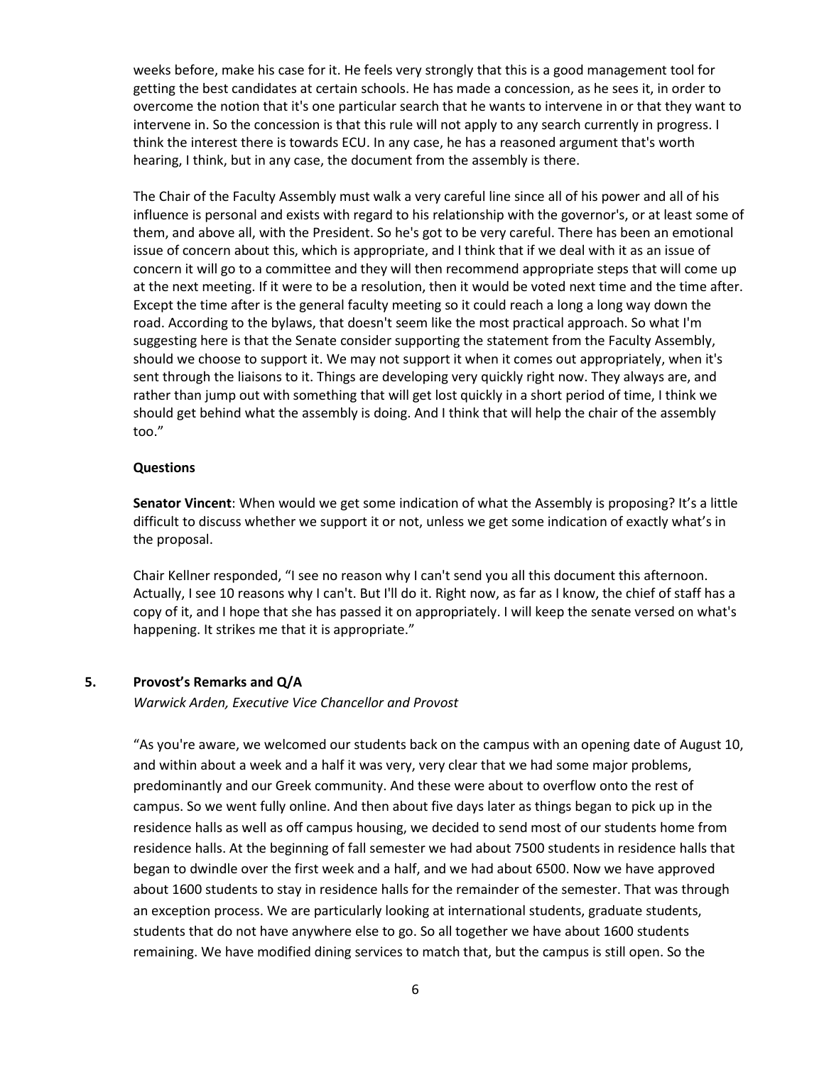weeks before, make his case for it. He feels very strongly that this is a good management tool for getting the best candidates at certain schools. He has made a concession, as he sees it, in order to overcome the notion that it's one particular search that he wants to intervene in or that they want to intervene in. So the concession is that this rule will not apply to any search currently in progress. I think the interest there is towards ECU. In any case, he has a reasoned argument that's worth hearing, I think, but in any case, the document from the assembly is there.

The Chair of the Faculty Assembly must walk a very careful line since all of his power and all of his influence is personal and exists with regard to his relationship with the governor's, or at least some of them, and above all, with the President. So he's got to be very careful. There has been an emotional issue of concern about this, which is appropriate, and I think that if we deal with it as an issue of concern it will go to a committee and they will then recommend appropriate steps that will come up at the next meeting. If it were to be a resolution, then it would be voted next time and the time after. Except the time after is the general faculty meeting so it could reach a long a long way down the road. According to the bylaws, that doesn't seem like the most practical approach. So what I'm suggesting here is that the Senate consider supporting the statement from the Faculty Assembly, should we choose to support it. We may not support it when it comes out appropriately, when it's sent through the liaisons to it. Things are developing very quickly right now. They always are, and rather than jump out with something that will get lost quickly in a short period of time, I think we should get behind what the assembly is doing. And I think that will help the chair of the assembly too."

**Questions**

**Senator Vincent**: When would we get some indication of what the Assembly is proposing? It's a little difficult to discuss whether we support it or not, unless we get some indication of exactly what's in the proposal.

Chair Kellner responded, "I see no reason why I can't send you all this document this afternoon. Actually, I see 10 reasons why I can't. But I'll do it. Right now, as far as I know, the chief of staff has a copy of it, and I hope that she has passed it on appropriately. I will keep the senate versed on what's happening. It strikes me that it is appropriate."

## 5. Provost's Remarks and Q/A

*Warwick Arden, Executive Vice Chancellor and Provost*

"As you're aware, we welcomed our students back on the campus with an opening date of August 10, and within about a week and a half it was very, very clear that we had some major problems, predominantly and our Greek community. And these were about to overflow onto the rest of campus. So we went fully online. And then about five days later as things began to pick up in the residence halls as well as off campus housing, we decided to send most of our students home from residence halls. At the beginning of fall semester we had about 7500 students in residence halls that began to dwindle over the first week and a half, and we had about 6500. Now we have approved about 1600 students to stay in residence halls for the remainder of the semester. That was through an exception process. We are particularly looking at international students, graduate students, students that do not have anywhere else to go. So all together we have about 1600 students remaining. We have modified dining services to match that, but the campus is still open. So the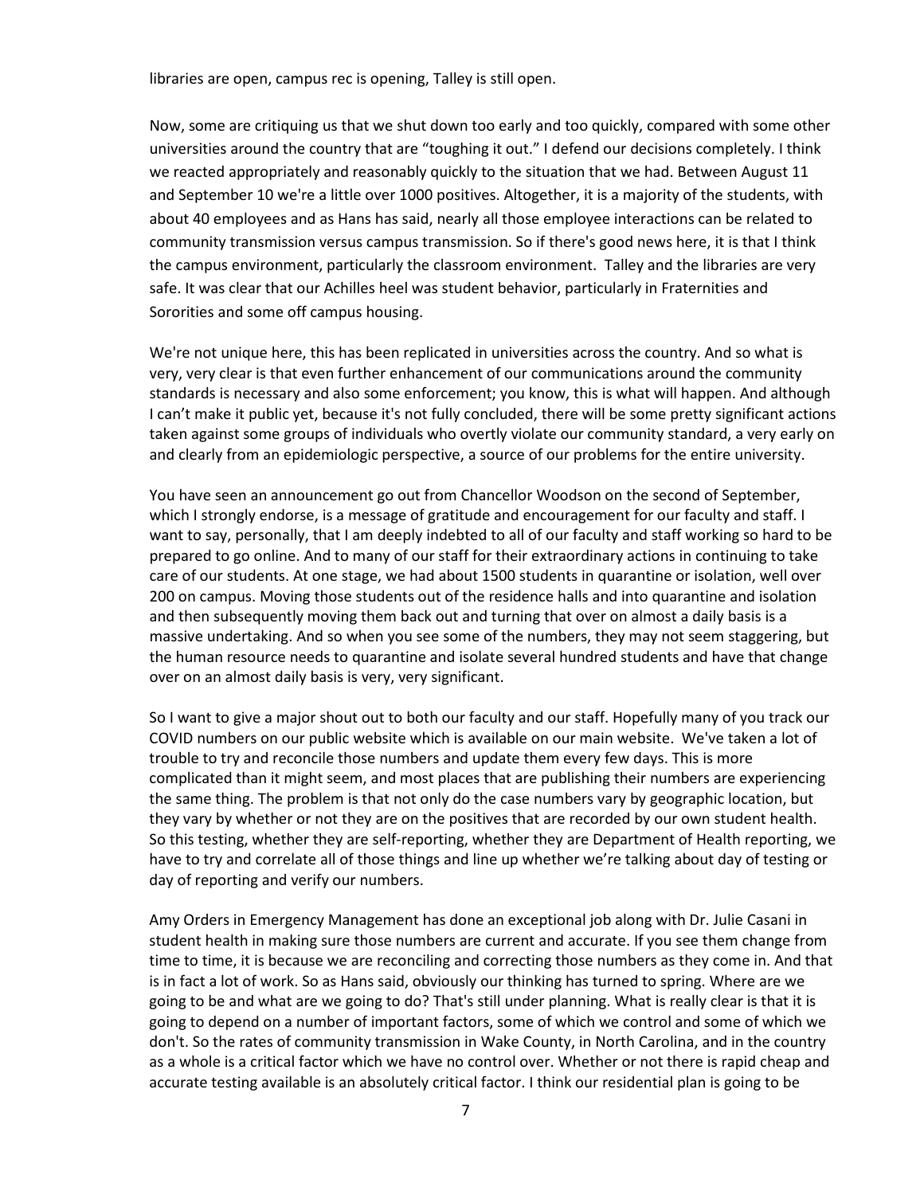libraries are open, campus rec is opening, Talley is still open.

Now, some are critiquing us that we shut down too early and too quickly, compared with some other universities around the country that are "toughing it out." I defend our decisions completely. I think we reacted appropriately and reasonably quickly to the situation that we had. Between August 11 and September 10 we're a little over 1000 positives. Altogether, it is a majority of the students, with about 40 employees and as Hans has said, nearly all those employee interactions can be related to community transmission versus campus transmission. So if there's good news here, it is that I think the campus environment, particularly the classroom environment. Talley and the libraries are very safe. It was clear that our Achilles heel was student behavior, particularly in Fraternities and Sororities and some off campus housing.

We're not unique here, this has been replicated in universities across the country. And so what is very, very clear is that even further enhancement of our communications around the community standards is necessary and also some enforcement; you know, this is what will happen. And although I can't make it public yet, because it's not fully concluded, there will be some pretty significant actions taken against some groups of individuals who overtly violate our community standard, a very early on and clearly from an epidemiologic perspective, a source of our problems for the entire university.

You have seen an announcement go out from Chancellor Woodson on the second of September, which I strongly endorse, is a message of gratitude and encouragement for our faculty and staff. I want to say, personally, that I am deeply indebted to all of our faculty and staff working so hard to be prepared to go online. And to many of our staff for their extraordinary actions in continuing to take care of our students. At one stage, we had about 1500 students in quarantine or isolation, well over 200 on campus. Moving those students out of the residence halls and into quarantine and isolation and then subsequently moving them back out and turning that over on almost a daily basis is a massive undertaking. And so when you see some of the numbers, they may not seem staggering, but the human resource needs to quarantine and isolate several hundred students and have that change over on an almost daily basis is very, very significant.

So I want to give a major shout out to both our faculty and our staff. Hopefully many of you track our COVID numbers on our public website which is available on our main website. We've taken a lot of trouble to try and reconcile those numbers and update them every few days. This is more complicated than it might seem, and most places that are publishing their numbers are experiencing the same thing. The problem is that not only do the case numbers vary by geographic location, but they vary by whether or not they are on the positives that are recorded by our own student health. So this testing, whether they are self-reporting, whether they are Department of Health reporting, we have to try and correlate all of those things and line up whether we're talking about day of testing or day of reporting and verify our numbers.

Amy Orders in Emergency Management has done an exceptional job along with Dr. Julie Casani in student health in making sure those numbers are current and accurate. If you see them change from time to time, it is because we are reconciling and correcting those numbers as they come in. And that is in fact a lot of work. So as Hans said, obviously our thinking has turned to spring. Where are we going to be and what are we going to do? That's still under planning. What is really clear is that it is going to depend on a number of important factors, some of which we control and some of which we don't. So the rates of community transmission in Wake County, in North Carolina, and in the country as a whole is a critical factor which we have no control over. Whether or not there is rapid cheap and accurate testing available is an absolutely critical factor. I think our residential plan is going to be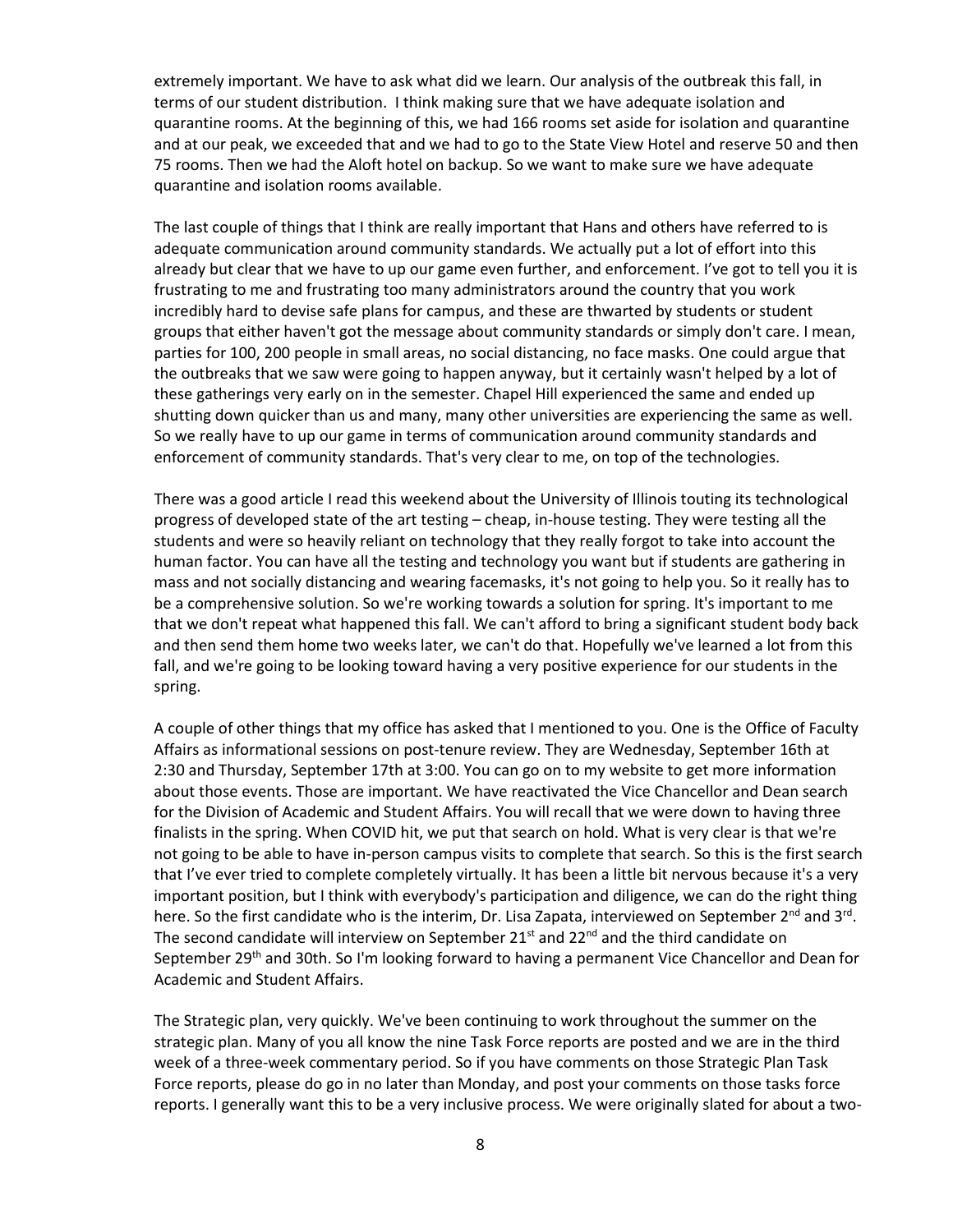extremely important. We have to ask what did we learn. Our analysis of the outbreak this fall, in terms of our student distribution. I think making sure that we have adequate isolation and quarantine rooms. At the beginning of this, we had 166 rooms set aside for isolation and quarantine and at our peak, we exceeded that and we had to go to the State View Hotel and reserve 50 and then 75 rooms. Then we had the Aloft hotel on backup. So we want to make sure we have adequate quarantine and isolation rooms available.

The last couple of things that I think are really important that Hans and others have referred to is adequate communication around community standards. We actually put a lot of effort into this already but clear that we have to up our game even further, and enforcement. I've got to tell you it is frustrating to me and frustrating too many administrators around the country that you work incredibly hard to devise safe plans for campus, and these are thwarted by students or student groups that either haven't got the message about community standards or simply don't care. I mean, parties for 100, 200 people in small areas, no social distancing, no face masks. One could argue that the outbreaks that we saw were going to happen anyway, but it certainly wasn't helped by a lot of these gatherings very early on in the semester. Chapel Hill experienced the same and ended up shutting down quicker than us and many, many other universities are experiencing the same as well. So we really have to up our game in terms of communication around community standards and enforcement of community standards. That's very clear to me, on top of the technologies.

There was a good article I read this weekend about the University of Illinois touting its technological progress of developed state of the art testing – cheap, in-house testing. They were testing all the students and were so heavily reliant on technology that they really forgot to take into account the human factor. You can have all the testing and technology you want but if students are gathering in mass and not socially distancing and wearing facemasks, it's not going to help you. So it really has to be a comprehensive solution. So we're working towards a solution for spring. It's important to me that we don't repeat what happened this fall. We can't afford to bring a significant student body back and then send them home two weeks later, we can't do that. Hopefully we've learned a lot from this fall, and we're going to be looking toward having a very positive experience for our students in the spring.

A couple of other things that my office has asked that I mentioned to you. One is the Office of Faculty Affairs as informational sessions on post-tenure review. They are Wednesday, September 16th at 2:30 and Thursday, September 17th at 3:00. You can go on to my website to get more information about those events. Those are important. We have reactivated the Vice Chancellor and Dean search for the Division of Academic and Student Affairs. You will recall that we were down to having three finalists in the spring. When COVID hit, we put that search on hold. What is very clear is that we're not going to be able to have in-person campus visits to complete that search. So this is the first search that I've ever tried to complete completely virtually. It has been a little bit nervous because it's a very important position, but I think with everybody's participation and diligence, we can do the right thing here. So the first candidate who is the interim, Dr. Lisa Zapata, interviewed on September 2nd and 3rd. The second candidate will interview on September 21st and 22nd and the third candidate on September 29th and 30th. So I'm looking forward to having a permanent Vice Chancellor and Dean for Academic and Student Affairs.

The Strategic plan, very quickly. We've been continuing to work throughout the summer on the strategic plan. Many of you all know the nine Task Force reports are posted and we are in the third week of a three-week commentary period. So if you have comments on those Strategic Plan Task Force reports, please do go in no later than Monday, and post your comments on those tasks force reports. I generally want this to be a very inclusive process. We were originally slated for about a two-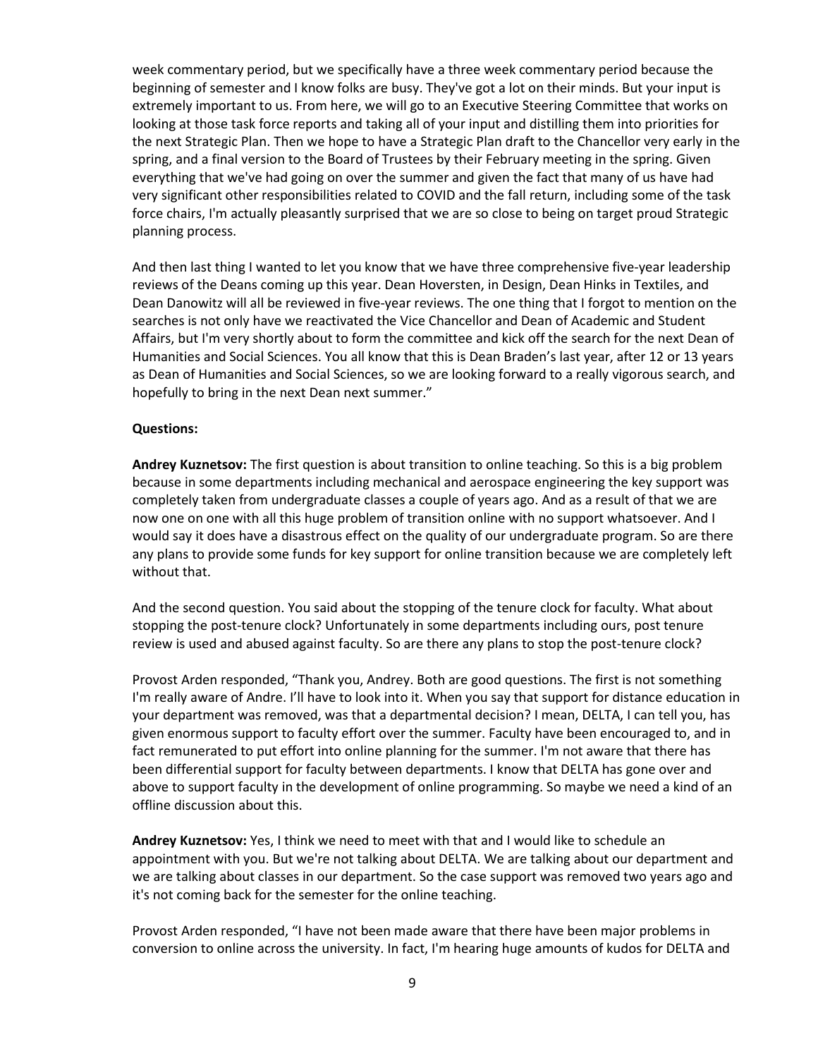week commentary period, but we specifically have a three week commentary period because the beginning of semester and I know folks are busy. They've got a lot on their minds. But your input is extremely important to us. From here, we will go to an Executive Steering Committee that works on looking at those task force reports and taking all of your input and distilling them into priorities for the next Strategic Plan. Then we hope to have a Strategic Plan draft to the Chancellor very early in the spring, and a final version to the Board of Trustees by their February meeting in the spring. Given everything that we've had going on over the summer and given the fact that many of us have had very significant other responsibilities related to COVID and the fall return, including some of the task force chairs, I'm actually pleasantly surprised that we are so close to being on target proud Strategic planning process.

And then last thing I wanted to let you know that we have three comprehensive five-year leadership reviews of the Deans coming up this year. Dean Hoversten, in Design, Dean Hinks in Textiles, and Dean Danowitz will all be reviewed in five-year reviews. The one thing that I forgot to mention on the searches is not only have we reactivated the Vice Chancellor and Dean of Academic and Student Affairs, but I'm very shortly about to form the committee and kick off the search for the next Dean of Humanities and Social Sciences. You all know that this is Dean Braden's last year, after 12 or 13 years as Dean of Humanities and Social Sciences, so we are looking forward to a really vigorous search, and hopefully to bring in the next Dean next summer."

**Questions:**

**Andrey Kuznetsov:** The first question is about transition to online teaching. So this is a big problem because in some departments including mechanical and aerospace engineering the key support was completely taken from undergraduate classes a couple of years ago. And as a result of that we are now one on one with all this huge problem of transition online with no support whatsoever. And I would say it does have a disastrous effect on the quality of our undergraduate program. So are there any plans to provide some funds for key support for online transition because we are completely left without that.

And the second question. You said about the stopping of the tenure clock for faculty. What about stopping the post-tenure clock? Unfortunately in some departments including ours, post tenure review is used and abused against faculty. So are there any plans to stop the post-tenure clock?

Provost Arden responded, "Thank you, Andrey. Both are good questions. The first is not something I'm really aware of Andre. I'll have to look into it. When you say that support for distance education in your department was removed, was that a departmental decision? I mean, DELTA, I can tell you, has given enormous support to faculty effort over the summer. Faculty have been encouraged to, and in fact remunerated to put effort into online planning for the summer. I'm not aware that there has been differential support for faculty between departments. I know that DELTA has gone over and above to support faculty in the development of online programming. So maybe we need a kind of an offline discussion about this.

**Andrey Kuznetsov:** Yes, I think we need to meet with that and I would like to schedule an appointment with you. But we're not talking about DELTA. We are talking about our department and we are talking about classes in our department. So the case support was removed two years ago and it's not coming back for the semester for the online teaching.

Provost Arden responded, "I have not been made aware that there have been major problems in conversion to online across the university. In fact, I'm hearing huge amounts of kudos for DELTA and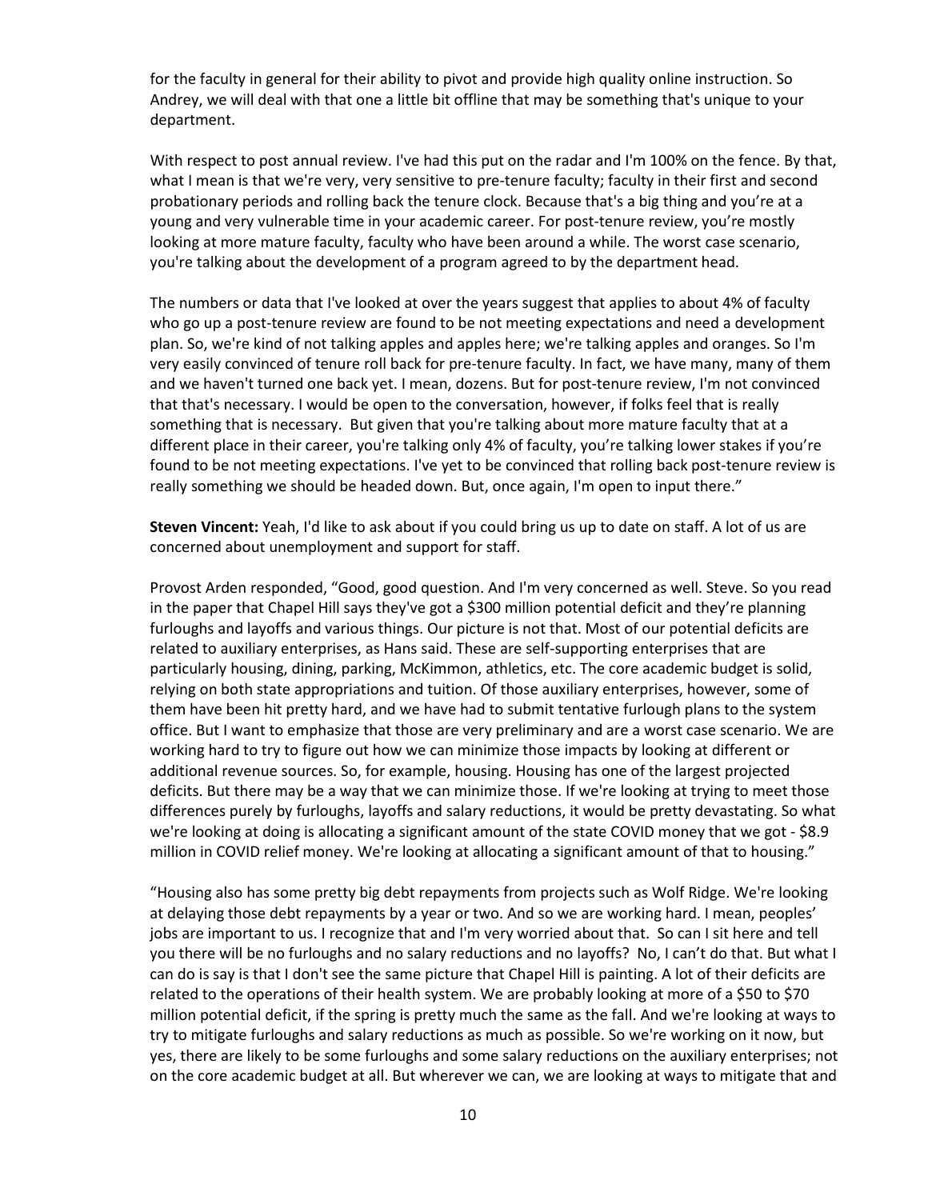for the faculty in general for their ability to pivot and provide high quality online instruction. So Andrey, we will deal with that one a little bit offline that may be something that's unique to your department.

With respect to post annual review. I've had this put on the radar and I'm 100% on the fence. By that, what I mean is that we're very, very sensitive to pre-tenure faculty; faculty in their first and second probationary periods and rolling back the tenure clock. Because that's a big thing and you're at a young and very vulnerable time in your academic career. For post-tenure review, you're mostly looking at more mature faculty, faculty who have been around a while. The worst case scenario, you're talking about the development of a program agreed to by the department head.

The numbers or data that I've looked at over the years suggest that applies to about 4% of faculty who go up a post-tenure review are found to be not meeting expectations and need a development plan. So, we're kind of not talking apples and apples here; we're talking apples and oranges. So I'm very easily convinced of tenure roll back for pre-tenure faculty. In fact, we have many, many of them and we haven't turned one back yet. I mean, dozens. But for post-tenure review, I'm not convinced that that's necessary. I would be open to the conversation, however, if folks feel that is really something that is necessary. But given that you're talking about more mature faculty that at a different place in their career, you're talking only 4% of faculty, you're talking lower stakes if you're found to be not meeting expectations. I've yet to be convinced that rolling back post-tenure review is really something we should be headed down. But, once again, I'm open to input there."

**Steven Vincent:** Yeah, I'd like to ask about if you could bring us up to date on staff. A lot of us are concerned about unemployment and support for staff.

Provost Arden responded, "Good, good question. And I'm very concerned as well. Steve. So you read in the paper that Chapel Hill says they've got a $300 million potential deficit and they're planning furloughs and layoffs and various things. Our picture is not that. Most of our potential deficits are related to auxiliary enterprises, as Hans said. These are self-supporting enterprises that are particularly housing, dining, parking, McKimmon, athletics, etc. The core academic budget is solid, relying on both state appropriations and tuition. Of those auxiliary enterprises, however, some of them have been hit pretty hard, and we have had to submit tentative furlough plans to the system office. But I want to emphasize that those are very preliminary and are a worst case scenario. We are working hard to try to figure out how we can minimize those impacts by looking at different or additional revenue sources. So, for example, housing. Housing has one of the largest projected deficits. But there may be a way that we can minimize those. If we're looking at trying to meet those differences purely by furloughs, layoffs and salary reductions, it would be pretty devastating. So what we're looking at doing is allocating a significant amount of the state COVID money that we got - $8.9 million in COVID relief money. We're looking at allocating a significant amount of that to housing."

"Housing also has some pretty big debt repayments from projects such as Wolf Ridge. We're looking at delaying those debt repayments by a year or two. And so we are working hard. I mean, peoples' jobs are important to us. I recognize that and I'm very worried about that. So can I sit here and tell you there will be no furloughs and no salary reductions and no layoffs? No, I can't do that. But what I can do is say is that I don't see the same picture that Chapel Hill is painting. A lot of their deficits are related to the operations of their health system. We are probably looking at more of a $50 to $70 million potential deficit, if the spring is pretty much the same as the fall. And we're looking at ways to try to mitigate furloughs and salary reductions as much as possible. So we're working on it now, but yes, there are likely to be some furloughs and some salary reductions on the auxiliary enterprises; not on the core academic budget at all. But wherever we can, we are looking at ways to mitigate that and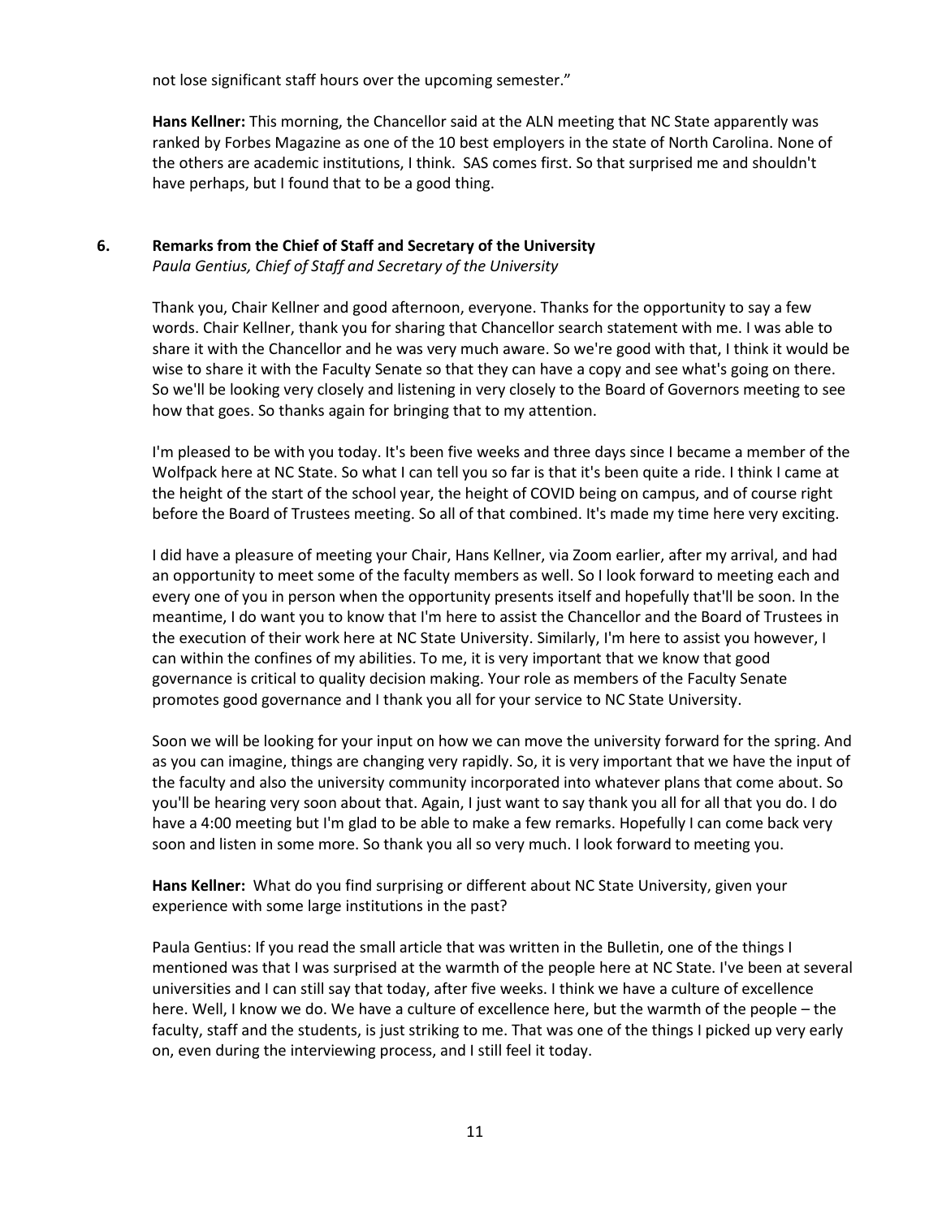not lose significant staff hours over the upcoming semester."

**Hans Kellner:** This morning, the Chancellor said at the ALN meeting that NC State apparently was ranked by Forbes Magazine as one of the 10 best employers in the state of North Carolina. None of the others are academic institutions, I think. SAS comes first. So that surprised me and shouldn't have perhaps, but I found that to be a good thing.

## 6. Remarks from the Chief of Staff and Secretary of the University

*Paula Gentius, Chief of Staff and Secretary of the University*

Thank you, Chair Kellner and good afternoon, everyone. Thanks for the opportunity to say a few words. Chair Kellner, thank you for sharing that Chancellor search statement with me. I was able to share it with the Chancellor and he was very much aware. So we're good with that, I think it would be wise to share it with the Faculty Senate so that they can have a copy and see what's going on there. So we'll be looking very closely and listening in very closely to the Board of Governors meeting to see how that goes. So thanks again for bringing that to my attention.

I'm pleased to be with you today. It's been five weeks and three days since I became a member of the Wolfpack here at NC State. So what I can tell you so far is that it's been quite a ride. I think I came at the height of the start of the school year, the height of COVID being on campus, and of course right before the Board of Trustees meeting. So all of that combined. It's made my time here very exciting.

I did have a pleasure of meeting your Chair, Hans Kellner, via Zoom earlier, after my arrival, and had an opportunity to meet some of the faculty members as well. So I look forward to meeting each and every one of you in person when the opportunity presents itself and hopefully that'll be soon. In the meantime, I do want you to know that I'm here to assist the Chancellor and the Board of Trustees in the execution of their work here at NC State University. Similarly, I'm here to assist you however, I can within the confines of my abilities. To me, it is very important that we know that good governance is critical to quality decision making. Your role as members of the Faculty Senate promotes good governance and I thank you all for your service to NC State University.

Soon we will be looking for your input on how we can move the university forward for the spring. And as you can imagine, things are changing very rapidly. So, it is very important that we have the input of the faculty and also the university community incorporated into whatever plans that come about. So you'll be hearing very soon about that. Again, I just want to say thank you all for all that you do. I do have a 4:00 meeting but I'm glad to be able to make a few remarks. Hopefully I can come back very soon and listen in some more. So thank you all so very much. I look forward to meeting you.

**Hans Kellner:** What do you find surprising or different about NC State University, given your experience with some large institutions in the past?

Paula Gentius: If you read the small article that was written in the Bulletin, one of the things I mentioned was that I was surprised at the warmth of the people here at NC State. I've been at several universities and I can still say that today, after five weeks. I think we have a culture of excellence here. Well, I know we do. We have a culture of excellence here, but the warmth of the people – the faculty, staff and the students, is just striking to me. That was one of the things I picked up very early on, even during the interviewing process, and I still feel it today.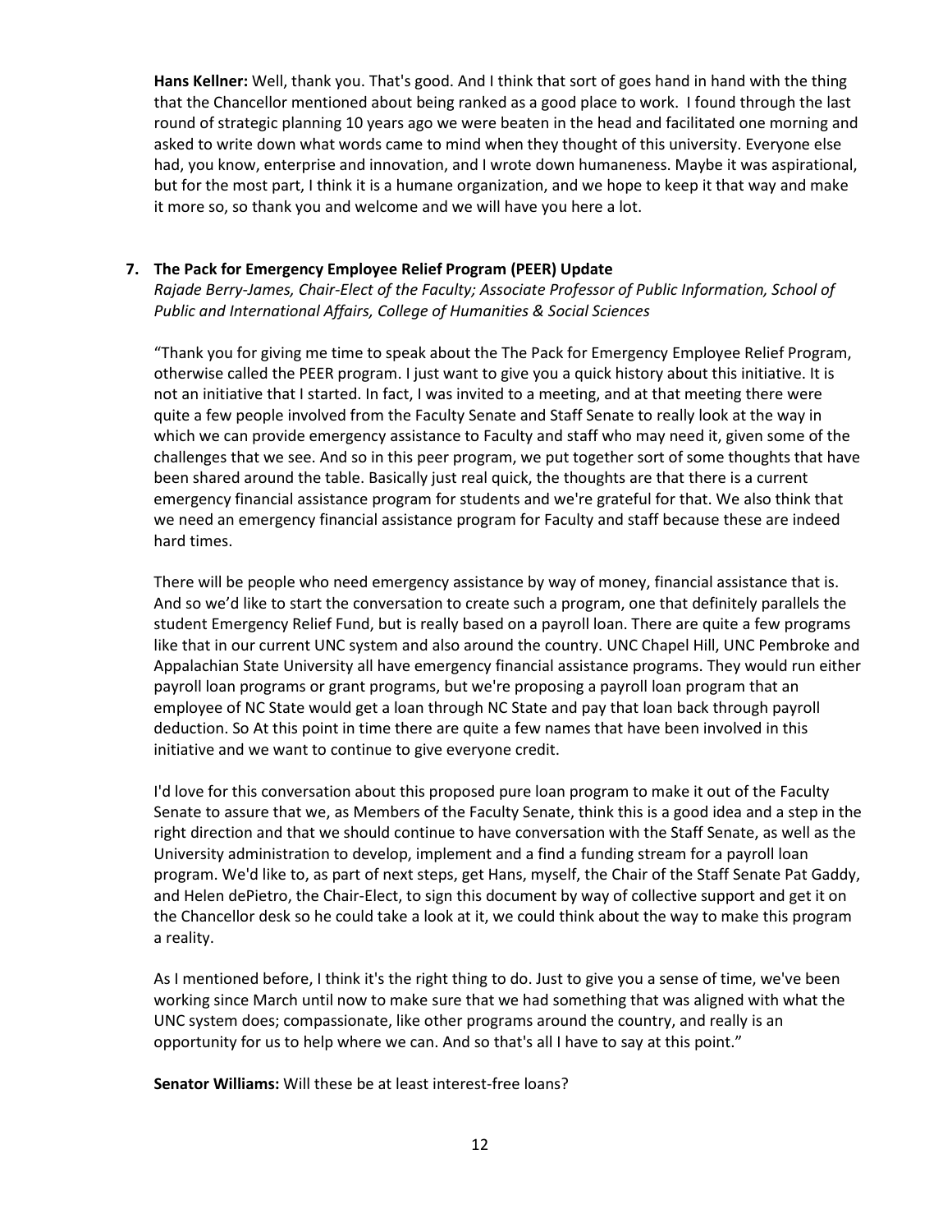**Hans Kellner:** Well, thank you. That's good. And I think that sort of goes hand in hand with the thing that the Chancellor mentioned about being ranked as a good place to work. I found through the last round of strategic planning 10 years ago we were beaten in the head and facilitated one morning and asked to write down what words came to mind when they thought of this university. Everyone else had, you know, enterprise and innovation, and I wrote down humaneness. Maybe it was aspirational, but for the most part, I think it is a humane organization, and we hope to keep it that way and make it more so, so thank you and welcome and we will have you here a lot.

**7. The Pack for Emergency Employee Relief Program (PEER) Update**

*Rajade Berry-James, Chair-Elect of the Faculty; Associate Professor of Public Information, School of Public and International Affairs, College of Humanities & Social Sciences*

"Thank you for giving me time to speak about the The Pack for Emergency Employee Relief Program, otherwise called the PEER program. I just want to give you a quick history about this initiative. It is not an initiative that I started. In fact, I was invited to a meeting, and at that meeting there were quite a few people involved from the Faculty Senate and Staff Senate to really look at the way in which we can provide emergency assistance to Faculty and staff who may need it, given some of the challenges that we see. And so in this peer program, we put together sort of some thoughts that have been shared around the table. Basically just real quick, the thoughts are that there is a current emergency financial assistance program for students and we're grateful for that. We also think that we need an emergency financial assistance program for Faculty and staff because these are indeed hard times.

There will be people who need emergency assistance by way of money, financial assistance that is. And so we'd like to start the conversation to create such a program, one that definitely parallels the student Emergency Relief Fund, but is really based on a payroll loan. There are quite a few programs like that in our current UNC system and also around the country. UNC Chapel Hill, UNC Pembroke and Appalachian State University all have emergency financial assistance programs. They would run either payroll loan programs or grant programs, but we're proposing a payroll loan program that an employee of NC State would get a loan through NC State and pay that loan back through payroll deduction. So At this point in time there are quite a few names that have been involved in this initiative and we want to continue to give everyone credit.

I'd love for this conversation about this proposed pure loan program to make it out of the Faculty Senate to assure that we, as Members of the Faculty Senate, think this is a good idea and a step in the right direction and that we should continue to have conversation with the Staff Senate, as well as the University administration to develop, implement and a find a funding stream for a payroll loan program. We'd like to, as part of next steps, get Hans, myself, the Chair of the Staff Senate Pat Gaddy, and Helen dePietro, the Chair-Elect, to sign this document by way of collective support and get it on the Chancellor desk so he could take a look at it, we could think about the way to make this program a reality.

As I mentioned before, I think it's the right thing to do. Just to give you a sense of time, we've been working since March until now to make sure that we had something that was aligned with what the UNC system does; compassionate, like other programs around the country, and really is an opportunity for us to help where we can. And so that's all I have to say at this point."

**Senator Williams:** Will these be at least interest-free loans?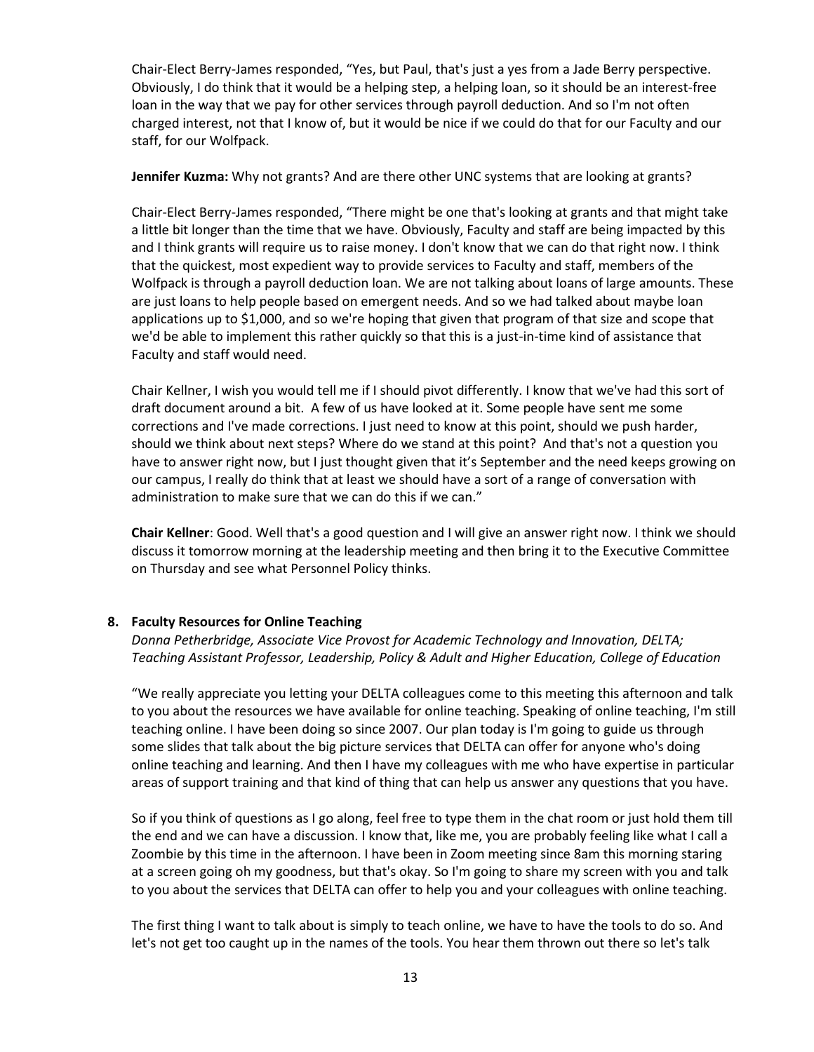Chair-Elect Berry-James responded, "Yes, but Paul, that's just a yes from a Jade Berry perspective. Obviously, I do think that it would be a helping step, a helping loan, so it should be an interest-free loan in the way that we pay for other services through payroll deduction. And so I'm not often charged interest, not that I know of, but it would be nice if we could do that for our Faculty and our staff, for our Wolfpack.

**Jennifer Kuzma:** Why not grants? And are there other UNC systems that are looking at grants?

Chair-Elect Berry-James responded, "There might be one that's looking at grants and that might take a little bit longer than the time that we have. Obviously, Faculty and staff are being impacted by this and I think grants will require us to raise money. I don't know that we can do that right now. I think that the quickest, most expedient way to provide services to Faculty and staff, members of the Wolfpack is through a payroll deduction loan. We are not talking about loans of large amounts. These are just loans to help people based on emergent needs. And so we had talked about maybe loan applications up to $1,000, and so we're hoping that given that program of that size and scope that we'd be able to implement this rather quickly so that this is a just-in-time kind of assistance that Faculty and staff would need.

Chair Kellner, I wish you would tell me if I should pivot differently. I know that we've had this sort of draft document around a bit. A few of us have looked at it. Some people have sent me some corrections and I've made corrections. I just need to know at this point, should we push harder, should we think about next steps? Where do we stand at this point? And that's not a question you have to answer right now, but I just thought given that it's September and the need keeps growing on our campus, I really do think that at least we should have a sort of a range of conversation with administration to make sure that we can do this if we can."

**Chair Kellner**: Good. Well that's a good question and I will give an answer right now. I think we should discuss it tomorrow morning at the leadership meeting and then bring it to the Executive Committee on Thursday and see what Personnel Policy thinks.

## 8. Faculty Resources for Online Teaching

*Donna Petherbridge, Associate Vice Provost for Academic Technology and Innovation, DELTA; Teaching Assistant Professor, Leadership, Policy & Adult and Higher Education, College of Education*

"We really appreciate you letting your DELTA colleagues come to this meeting this afternoon and talk to you about the resources we have available for online teaching. Speaking of online teaching, I'm still teaching online. I have been doing so since 2007. Our plan today is I'm going to guide us through some slides that talk about the big picture services that DELTA can offer for anyone who's doing online teaching and learning. And then I have my colleagues with me who have expertise in particular areas of support training and that kind of thing that can help us answer any questions that you have.

So if you think of questions as I go along, feel free to type them in the chat room or just hold them till the end and we can have a discussion. I know that, like me, you are probably feeling like what I call a Zoombie by this time in the afternoon. I have been in Zoom meeting since 8am this morning staring at a screen going oh my goodness, but that's okay. So I'm going to share my screen with you and talk to you about the services that DELTA can offer to help you and your colleagues with online teaching.

The first thing I want to talk about is simply to teach online, we have to have the tools to do so. And let's not get too caught up in the names of the tools. You hear them thrown out there so let's talk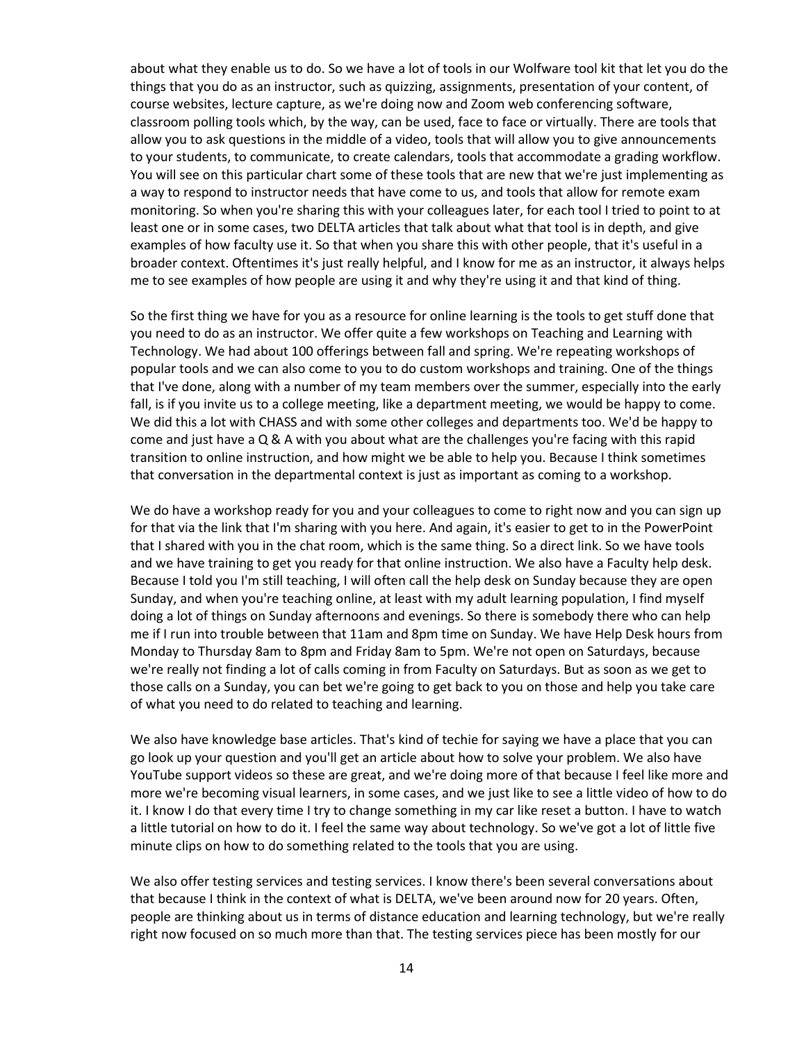about what they enable us to do. So we have a lot of tools in our Wolfware tool kit that let you do the things that you do as an instructor, such as quizzing, assignments, presentation of your content, of course websites, lecture capture, as we're doing now and Zoom web conferencing software, classroom polling tools which, by the way, can be used, face to face or virtually. There are tools that allow you to ask questions in the middle of a video, tools that will allow you to give announcements to your students, to communicate, to create calendars, tools that accommodate a grading workflow. You will see on this particular chart some of these tools that are new that we're just implementing as a way to respond to instructor needs that have come to us, and tools that allow for remote exam monitoring. So when you're sharing this with your colleagues later, for each tool I tried to point to at least one or in some cases, two DELTA articles that talk about what that tool is in depth, and give examples of how faculty use it. So that when you share this with other people, that it's useful in a broader context. Oftentimes it's just really helpful, and I know for me as an instructor, it always helps me to see examples of how people are using it and why they're using it and that kind of thing.

So the first thing we have for you as a resource for online learning is the tools to get stuff done that you need to do as an instructor. We offer quite a few workshops on Teaching and Learning with Technology. We had about 100 offerings between fall and spring. We're repeating workshops of popular tools and we can also come to you to do custom workshops and training. One of the things that I've done, along with a number of my team members over the summer, especially into the early fall, is if you invite us to a college meeting, like a department meeting, we would be happy to come. We did this a lot with CHASS and with some other colleges and departments too. We'd be happy to come and just have a Q & A with you about what are the challenges you're facing with this rapid transition to online instruction, and how might we be able to help you. Because I think sometimes that conversation in the departmental context is just as important as coming to a workshop.

We do have a workshop ready for you and your colleagues to come to right now and you can sign up for that via the link that I'm sharing with you here. And again, it's easier to get to in the PowerPoint that I shared with you in the chat room, which is the same thing. So a direct link. So we have tools and we have training to get you ready for that online instruction. We also have a Faculty help desk. Because I told you I'm still teaching, I will often call the help desk on Sunday because they are open Sunday, and when you're teaching online, at least with my adult learning population, I find myself doing a lot of things on Sunday afternoons and evenings. So there is somebody there who can help me if I run into trouble between that 11am and 8pm time on Sunday. We have Help Desk hours from Monday to Thursday 8am to 8pm and Friday 8am to 5pm. We're not open on Saturdays, because we're really not finding a lot of calls coming in from Faculty on Saturdays. But as soon as we get to those calls on a Sunday, you can bet we're going to get back to you on those and help you take care of what you need to do related to teaching and learning.

We also have knowledge base articles. That's kind of techie for saying we have a place that you can go look up your question and you'll get an article about how to solve your problem. We also have YouTube support videos so these are great, and we're doing more of that because I feel like more and more we're becoming visual learners, in some cases, and we just like to see a little video of how to do it. I know I do that every time I try to change something in my car like reset a button. I have to watch a little tutorial on how to do it. I feel the same way about technology. So we've got a lot of little five minute clips on how to do something related to the tools that you are using.

We also offer testing services and testing services. I know there's been several conversations about that because I think in the context of what is DELTA, we've been around now for 20 years. Often, people are thinking about us in terms of distance education and learning technology, but we're really right now focused on so much more than that. The testing services piece has been mostly for our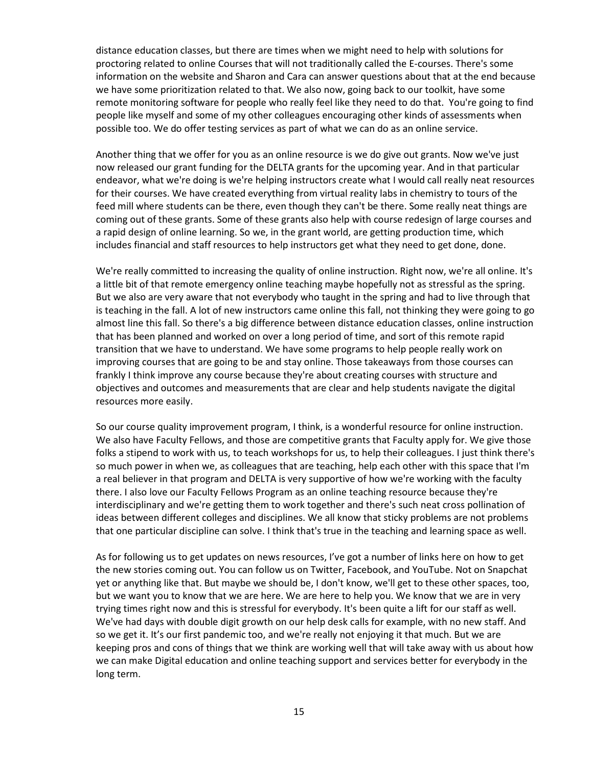distance education classes, but there are times when we might need to help with solutions for proctoring related to online Courses that will not traditionally called the E-courses. There's some information on the website and Sharon and Cara can answer questions about that at the end because we have some prioritization related to that. We also now, going back to our toolkit, have some remote monitoring software for people who really feel like they need to do that. You're going to find people like myself and some of my other colleagues encouraging other kinds of assessments when possible too. We do offer testing services as part of what we can do as an online service.

Another thing that we offer for you as an online resource is we do give out grants. Now we've just now released our grant funding for the DELTA grants for the upcoming year. And in that particular endeavor, what we're doing is we're helping instructors create what I would call really neat resources for their courses. We have created everything from virtual reality labs in chemistry to tours of the feed mill where students can be there, even though they can't be there. Some really neat things are coming out of these grants. Some of these grants also help with course redesign of large courses and a rapid design of online learning. So we, in the grant world, are getting production time, which includes financial and staff resources to help instructors get what they need to get done, done.

We're really committed to increasing the quality of online instruction. Right now, we're all online. It's a little bit of that remote emergency online teaching maybe hopefully not as stressful as the spring. But we also are very aware that not everybody who taught in the spring and had to live through that is teaching in the fall. A lot of new instructors came online this fall, not thinking they were going to go almost line this fall. So there's a big difference between distance education classes, online instruction that has been planned and worked on over a long period of time, and sort of this remote rapid transition that we have to understand. We have some programs to help people really work on improving courses that are going to be and stay online. Those takeaways from those courses can frankly I think improve any course because they're about creating courses with structure and objectives and outcomes and measurements that are clear and help students navigate the digital resources more easily.

So our course quality improvement program, I think, is a wonderful resource for online instruction. We also have Faculty Fellows, and those are competitive grants that Faculty apply for. We give those folks a stipend to work with us, to teach workshops for us, to help their colleagues. I just think there's so much power in when we, as colleagues that are teaching, help each other with this space that I'm a real believer in that program and DELTA is very supportive of how we're working with the faculty there. I also love our Faculty Fellows Program as an online teaching resource because they're interdisciplinary and we're getting them to work together and there's such neat cross pollination of ideas between different colleges and disciplines. We all know that sticky problems are not problems that one particular discipline can solve. I think that's true in the teaching and learning space as well.

As for following us to get updates on news resources, I've got a number of links here on how to get the new stories coming out. You can follow us on Twitter, Facebook, and YouTube. Not on Snapchat yet or anything like that. But maybe we should be, I don't know, we'll get to these other spaces, too, but we want you to know that we are here. We are here to help you. We know that we are in very trying times right now and this is stressful for everybody. It's been quite a lift for our staff as well. We've had days with double digit growth on our help desk calls for example, with no new staff. And so we get it. It's our first pandemic too, and we're really not enjoying it that much. But we are keeping pros and cons of things that we think are working well that will take away with us about how we can make Digital education and online teaching support and services better for everybody in the long term.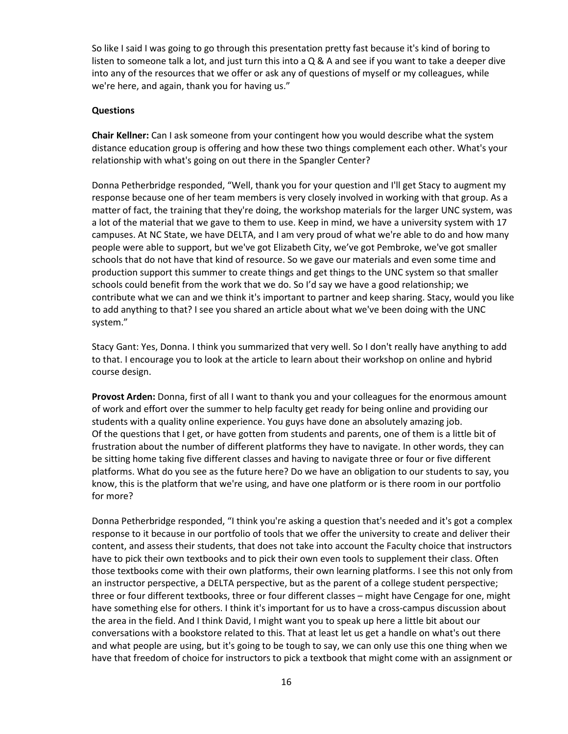So like I said I was going to go through this presentation pretty fast because it's kind of boring to listen to someone talk a lot, and just turn this into a Q & A and see if you want to take a deeper dive into any of the resources that we offer or ask any of questions of myself or my colleagues, while we're here, and again, thank you for having us."

**Questions**

**Chair Kellner:** Can I ask someone from your contingent how you would describe what the system distance education group is offering and how these two things complement each other. What's your relationship with what's going on out there in the Spangler Center?

Donna Petherbridge responded, "Well, thank you for your question and I'll get Stacy to augment my response because one of her team members is very closely involved in working with that group. As a matter of fact, the training that they're doing, the workshop materials for the larger UNC system, was a lot of the material that we gave to them to use. Keep in mind, we have a university system with 17 campuses. At NC State, we have DELTA, and I am very proud of what we're able to do and how many people were able to support, but we've got Elizabeth City, we've got Pembroke, we've got smaller schools that do not have that kind of resource. So we gave our materials and even some time and production support this summer to create things and get things to the UNC system so that smaller schools could benefit from the work that we do. So I'd say we have a good relationship; we contribute what we can and we think it's important to partner and keep sharing. Stacy, would you like to add anything to that? I see you shared an article about what we've been doing with the UNC system."

Stacy Gant: Yes, Donna. I think you summarized that very well. So I don't really have anything to add to that. I encourage you to look at the article to learn about their workshop on online and hybrid course design.

**Provost Arden:** Donna, first of all I want to thank you and your colleagues for the enormous amount of work and effort over the summer to help faculty get ready for being online and providing our students with a quality online experience. You guys have done an absolutely amazing job.
Of the questions that I get, or have gotten from students and parents, one of them is a little bit of frustration about the number of different platforms they have to navigate. In other words, they can be sitting home taking five different classes and having to navigate three or four or five different platforms. What do you see as the future here? Do we have an obligation to our students to say, you know, this is the platform that we're using, and have one platform or is there room in our portfolio for more?

Donna Petherbridge responded, "I think you're asking a question that's needed and it's got a complex response to it because in our portfolio of tools that we offer the university to create and deliver their content, and assess their students, that does not take into account the Faculty choice that instructors have to pick their own textbooks and to pick their own even tools to supplement their class. Often those textbooks come with their own platforms, their own learning platforms. I see this not only from an instructor perspective, a DELTA perspective, but as the parent of a college student perspective; three or four different textbooks, three or four different classes – might have Cengage for one, might have something else for others. I think it's important for us to have a cross-campus discussion about the area in the field. And I think David, I might want you to speak up here a little bit about our conversations with a bookstore related to this. That at least let us get a handle on what's out there and what people are using, but it's going to be tough to say, we can only use this one thing when we have that freedom of choice for instructors to pick a textbook that might come with an assignment or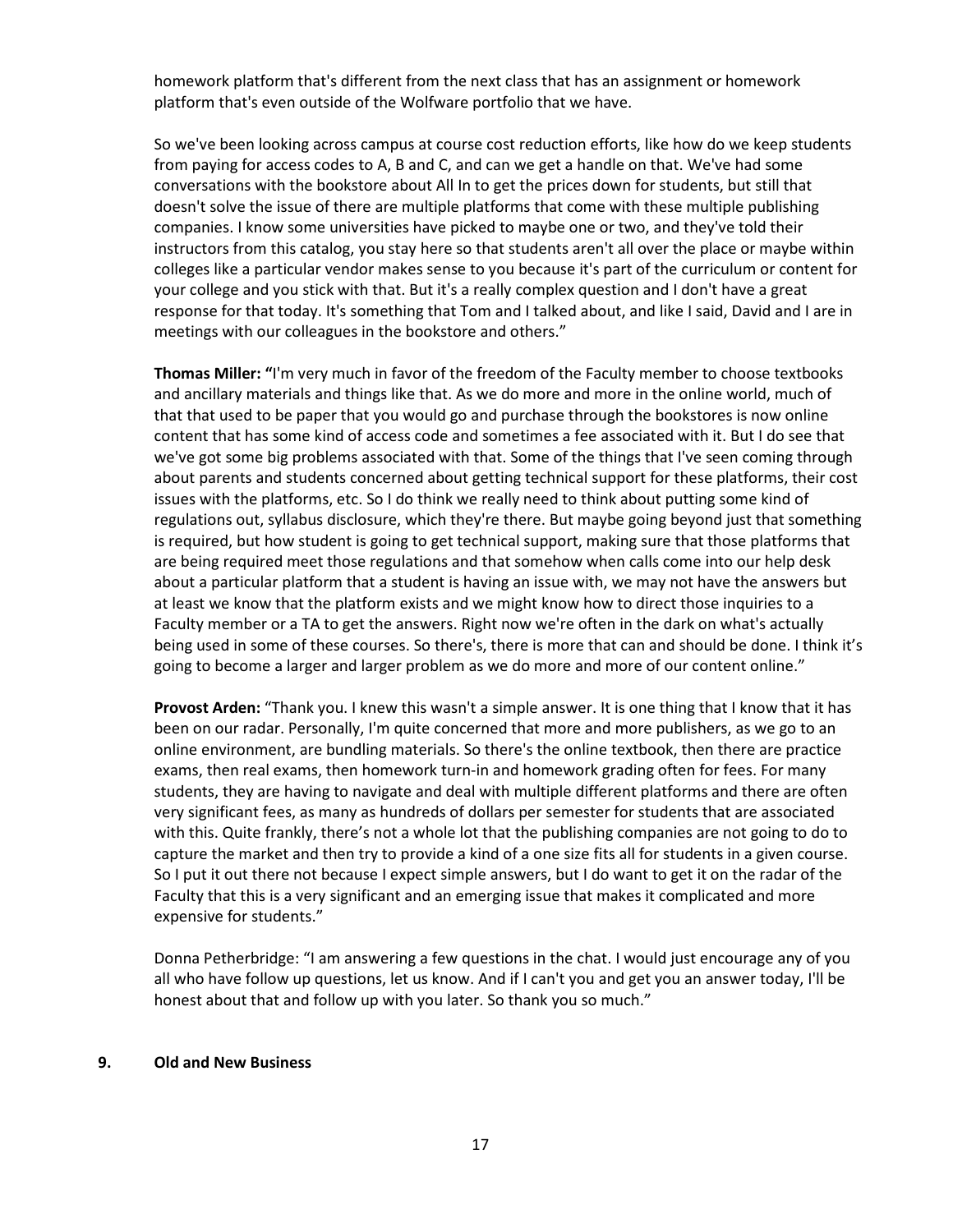homework platform that's different from the next class that has an assignment or homework platform that's even outside of the Wolfware portfolio that we have.

So we've been looking across campus at course cost reduction efforts, like how do we keep students from paying for access codes to A, B and C, and can we get a handle on that. We've had some conversations with the bookstore about All In to get the prices down for students, but still that doesn't solve the issue of there are multiple platforms that come with these multiple publishing companies. I know some universities have picked to maybe one or two, and they've told their instructors from this catalog, you stay here so that students aren't all over the place or maybe within colleges like a particular vendor makes sense to you because it's part of the curriculum or content for your college and you stick with that. But it's a really complex question and I don't have a great response for that today. It's something that Tom and I talked about, and like I said, David and I are in meetings with our colleagues in the bookstore and others."

**Thomas Miller: "**I'm very much in favor of the freedom of the Faculty member to choose textbooks and ancillary materials and things like that. As we do more and more in the online world, much of that that used to be paper that you would go and purchase through the bookstores is now online content that has some kind of access code and sometimes a fee associated with it. But I do see that we've got some big problems associated with that. Some of the things that I've seen coming through about parents and students concerned about getting technical support for these platforms, their cost issues with the platforms, etc. So I do think we really need to think about putting some kind of regulations out, syllabus disclosure, which they're there. But maybe going beyond just that something is required, but how student is going to get technical support, making sure that those platforms that are being required meet those regulations and that somehow when calls come into our help desk about a particular platform that a student is having an issue with, we may not have the answers but at least we know that the platform exists and we might know how to direct those inquiries to a Faculty member or a TA to get the answers. Right now we're often in the dark on what's actually being used in some of these courses. So there's, there is more that can and should be done. I think it's going to become a larger and larger problem as we do more and more of our content online."

**Provost Arden:** "Thank you. I knew this wasn't a simple answer. It is one thing that I know that it has been on our radar. Personally, I'm quite concerned that more and more publishers, as we go to an online environment, are bundling materials. So there's the online textbook, then there are practice exams, then real exams, then homework turn-in and homework grading often for fees. For many students, they are having to navigate and deal with multiple different platforms and there are often very significant fees, as many as hundreds of dollars per semester for students that are associated with this. Quite frankly, there's not a whole lot that the publishing companies are not going to do to capture the market and then try to provide a kind of a one size fits all for students in a given course. So I put it out there not because I expect simple answers, but I do want to get it on the radar of the Faculty that this is a very significant and an emerging issue that makes it complicated and more expensive for students."

Donna Petherbridge: "I am answering a few questions in the chat. I would just encourage any of you all who have follow up questions, let us know. And if I can't you and get you an answer today, I'll be honest about that and follow up with you later. So thank you so much."

## 9. Old and New Business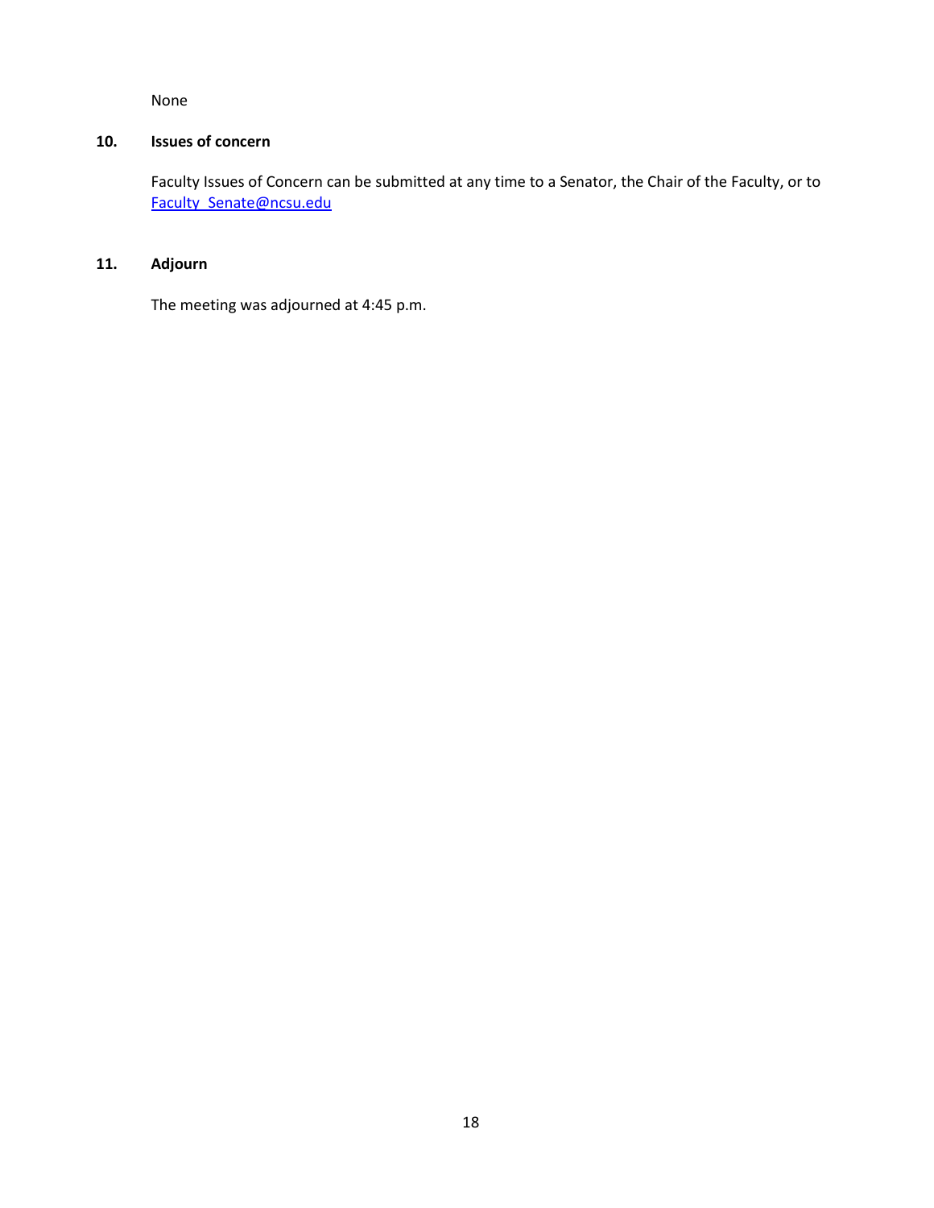None

### 10. Issues of concern

Faculty Issues of Concern can be submitted at any time to a Senator, the Chair of the Faculty, or to [Faculty_Senate@ncsu.edu](mailto:Faculty_Senate@ncsu.edu)

### 11. Adjourn

The meeting was adjourned at 4:45 p.m.